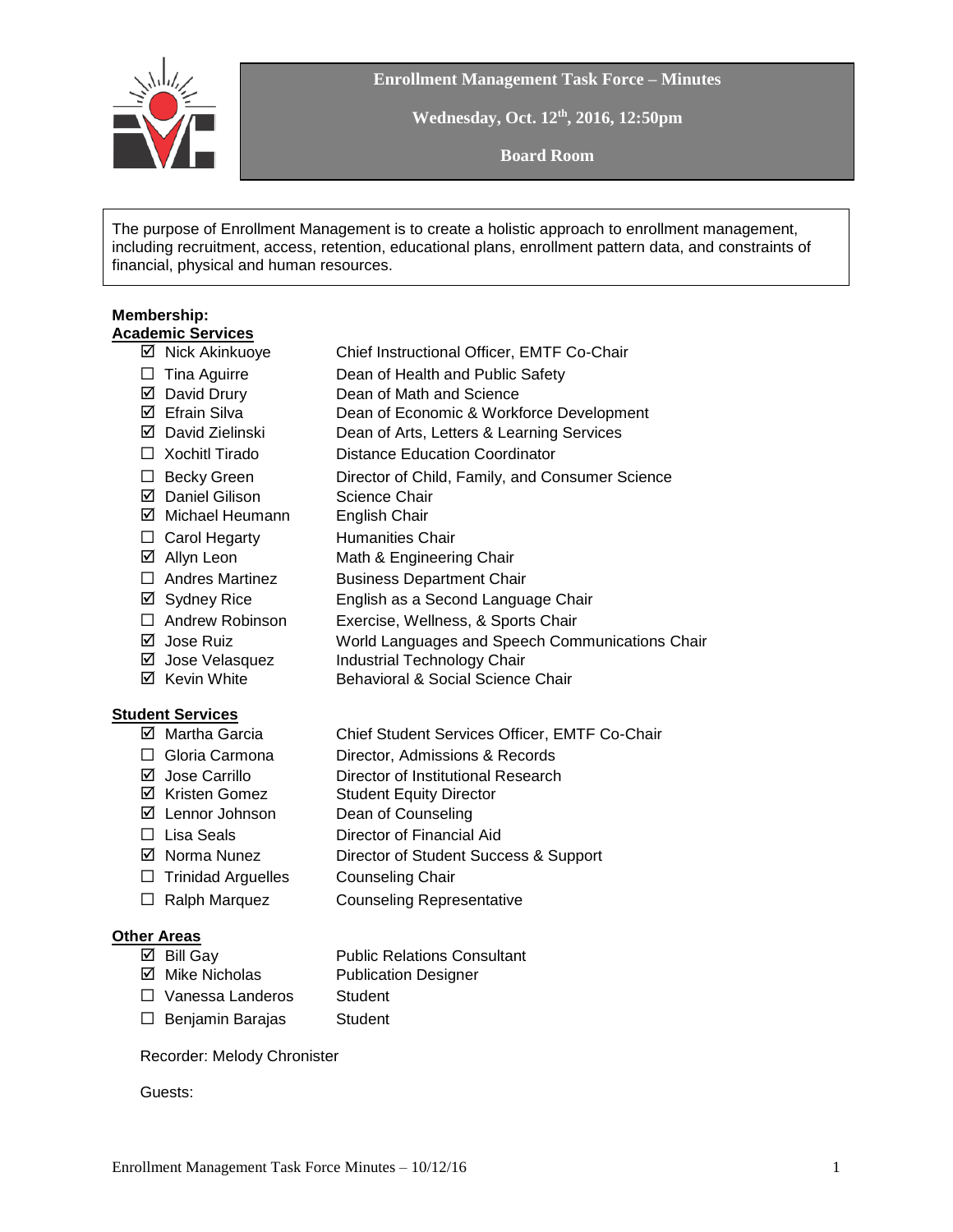# Enrollment Management Task Force – Minutes

**Wednesday, Oct. 12th, 2016, 12:50pm**

**Board Room**

The purpose of Enrollment Management is to create a holistic approach to enrollment management, including recruitment, access, retention, educational plans, enrollment pattern data, and constraints of financial, physical and human resources.

**Membership:**

**Academic Services**

| | |
|---|---|
| ☑ Nick Akinkuoye | Chief Instructional Officer, EMTF Co-Chair |
| ☐ Tina Aguirre | Dean of Health and Public Safety |
| ☑ David Drury | Dean of Math and Science |
| ☑ Efrain Silva | Dean of Economic & Workforce Development |
| ☑ David Zielinski | Dean of Arts, Letters & Learning Services |
| ☐ Xochitl Tirado | Distance Education Coordinator |
| ☐ Becky Green | Director of Child, Family, and Consumer Science |
| ☑ Daniel Gilison | Science Chair |
| ☑ Michael Heumann | English Chair |
| ☐ Carol Hegarty | Humanities Chair |
| ☑ Allyn Leon | Math & Engineering Chair |
| ☐ Andres Martinez | Business Department Chair |
| ☑ Sydney Rice | English as a Second Language Chair |
| ☐ Andrew Robinson | Exercise, Wellness, & Sports Chair |
| ☑ Jose Ruiz | World Languages and Speech Communications Chair |
| ☑ Jose Velasquez | Industrial Technology Chair |
| ☑ Kevin White | Behavioral & Social Science Chair |

**Student Services**

| | |
|---|---|
| ☑ Martha Garcia | Chief Student Services Officer, EMTF Co-Chair |
| ☐ Gloria Carmona | Director, Admissions & Records |
| ☑ Jose Carrillo | Director of Institutional Research |
| ☑ Kristen Gomez | Student Equity Director |
| ☑ Lennor Johnson | Dean of Counseling |
| ☐ Lisa Seals | Director of Financial Aid |
| ☑ Norma Nunez | Director of Student Success & Support |
| ☐ Trinidad Arguelles | Counseling Chair |
| ☐ Ralph Marquez | Counseling Representative |

**Other Areas**

| | |
|---|---|
| ☑ Bill Gay | Public Relations Consultant |
| ☑ Mike Nicholas | Publication Designer |
| ☐ Vanessa Landeros | Student |
| ☐ Benjamin Barajas | Student |

Recorder: Melody Chronister

Guests: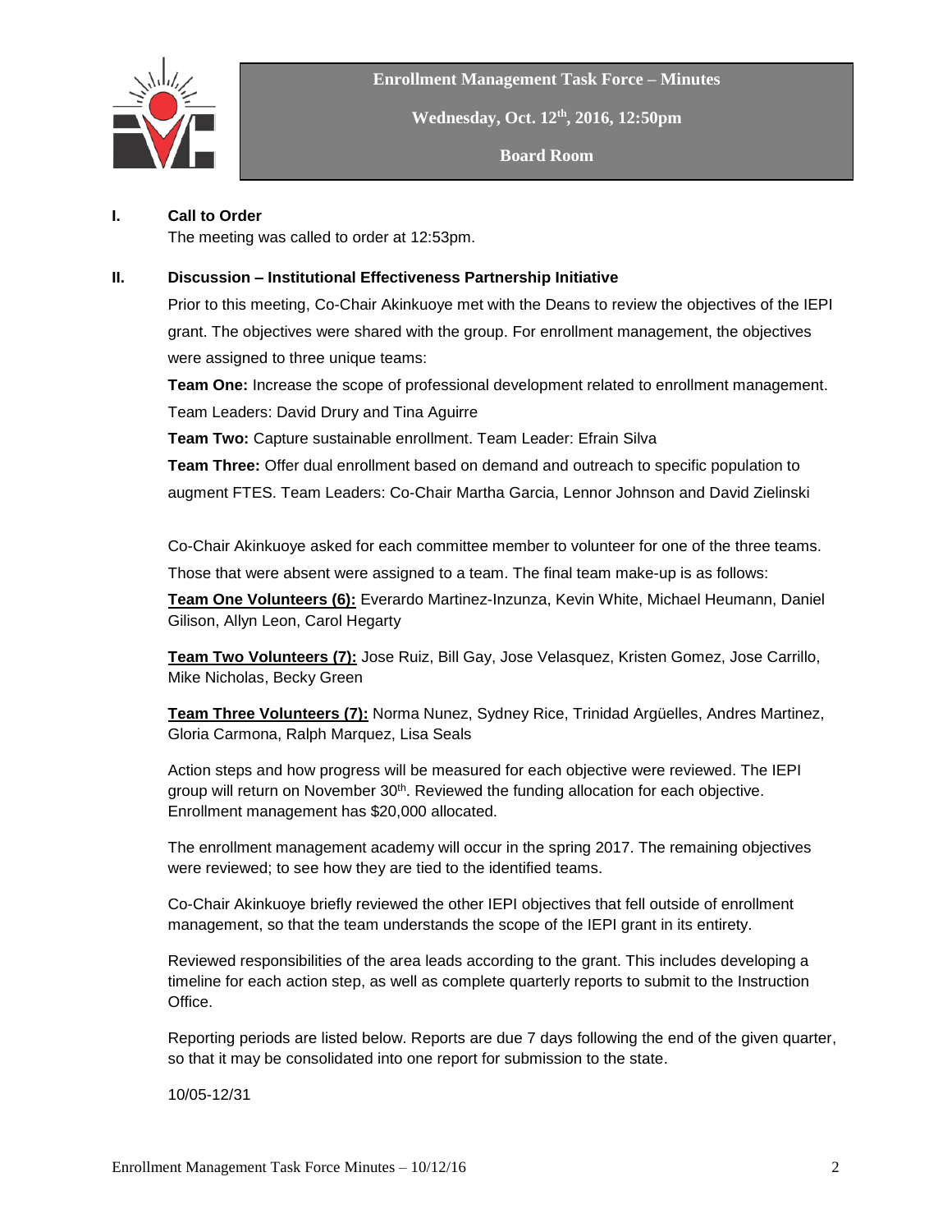**Enrollment Management Task Force – Minutes**

**Wednesday, Oct. 12th, 2016, 12:50pm**

**Board Room**

**I. Call to Order**

The meeting was called to order at 12:53pm.

**II. Discussion – Institutional Effectiveness Partnership Initiative**

Prior to this meeting, Co-Chair Akinkuoye met with the Deans to review the objectives of the IEPI grant. The objectives were shared with the group. For enrollment management, the objectives were assigned to three unique teams:

**Team One:** Increase the scope of professional development related to enrollment management. Team Leaders: David Drury and Tina Aguirre

**Team Two:** Capture sustainable enrollment. Team Leader: Efrain Silva

**Team Three:** Offer dual enrollment based on demand and outreach to specific population to augment FTES. Team Leaders: Co-Chair Martha Garcia, Lennor Johnson and David Zielinski

Co-Chair Akinkuoye asked for each committee member to volunteer for one of the three teams. Those that were absent were assigned to a team. The final team make-up is as follows:

**Team One Volunteers (6):** Everardo Martinez-Inzunza, Kevin White, Michael Heumann, Daniel Gilison, Allyn Leon, Carol Hegarty

**Team Two Volunteers (7):** Jose Ruiz, Bill Gay, Jose Velasquez, Kristen Gomez, Jose Carrillo, Mike Nicholas, Becky Green

**Team Three Volunteers (7):** Norma Nunez, Sydney Rice, Trinidad Argüelles, Andres Martinez, Gloria Carmona, Ralph Marquez, Lisa Seals

Action steps and how progress will be measured for each objective were reviewed. The IEPI group will return on November 30th. Reviewed the funding allocation for each objective. Enrollment management has $20,000 allocated.

The enrollment management academy will occur in the spring 2017. The remaining objectives were reviewed; to see how they are tied to the identified teams.

Co-Chair Akinkuoye briefly reviewed the other IEPI objectives that fell outside of enrollment management, so that the team understands the scope of the IEPI grant in its entirety.

Reviewed responsibilities of the area leads according to the grant. This includes developing a timeline for each action step, as well as complete quarterly reports to submit to the Instruction Office.

Reporting periods are listed below. Reports are due 7 days following the end of the given quarter, so that it may be consolidated into one report for submission to the state.

10/05-12/31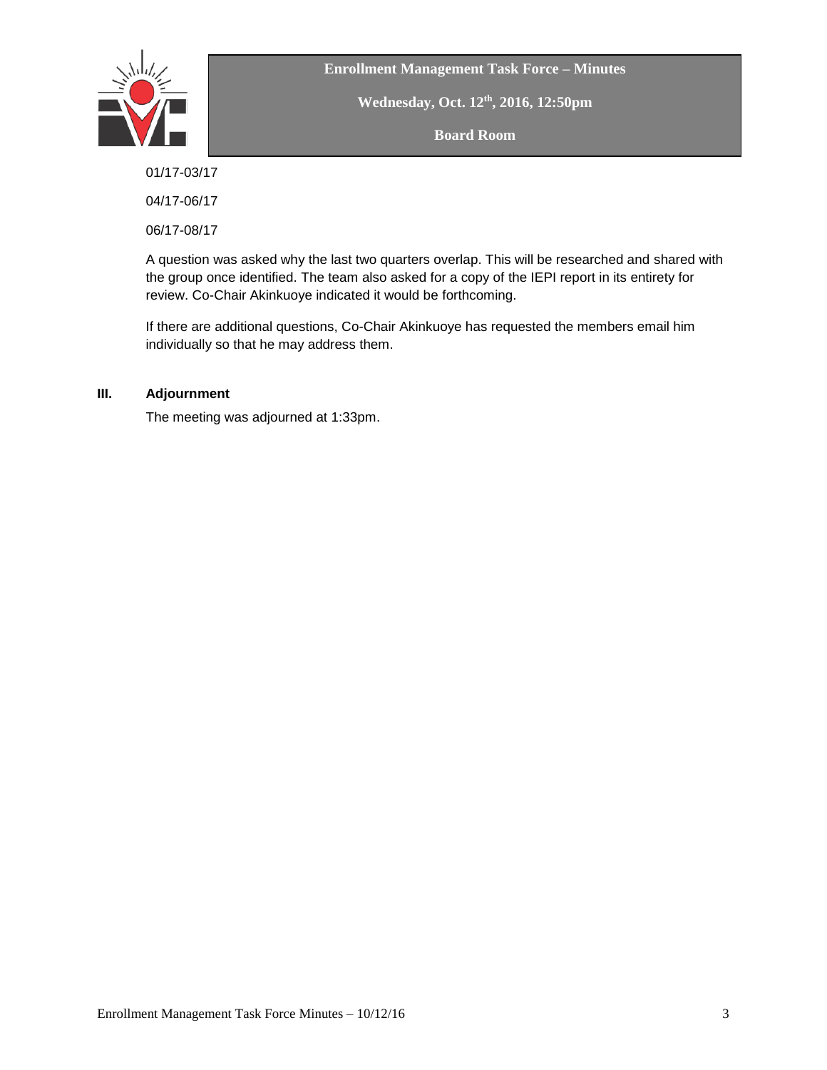01/17-03/17

04/17-06/17

06/17-08/17

A question was asked why the last two quarters overlap. This will be researched and shared with the group once identified. The team also asked for a copy of the IEPI report in its entirety for review. Co-Chair Akinkuoye indicated it would be forthcoming.

If there are additional questions, Co-Chair Akinkuoye has requested the members email him individually so that he may address them.

## III. Adjournment

The meeting was adjourned at 1:33pm.